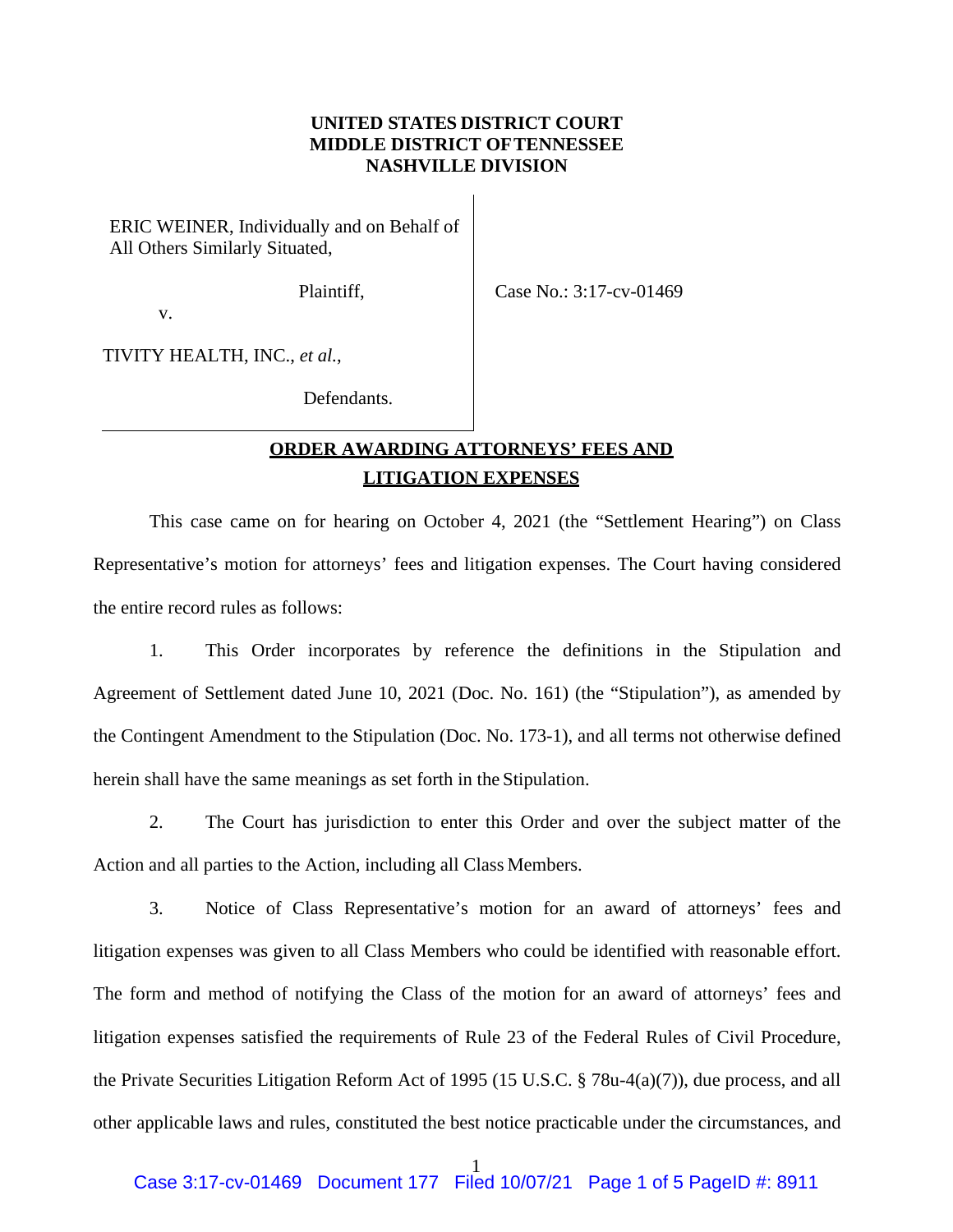**UNITED STATES DISTRICT COURT**
**MIDDLE DISTRICT OF TENNESSEE**
**NASHVILLE DIVISION**

ERIC WEINER, Individually and on Behalf of All Others Similarly Situated,

Plaintiff,

v.

TIVITY HEALTH, INC., *et al.*,

Defendants.

Case No.: 3:17-cv-01469

**ORDER AWARDING ATTORNEYS' FEES AND LITIGATION EXPENSES**

This case came on for hearing on October 4, 2021 (the "Settlement Hearing") on Class Representative's motion for attorneys' fees and litigation expenses. The Court having considered the entire record rules as follows:

1. This Order incorporates by reference the definitions in the Stipulation and Agreement of Settlement dated June 10, 2021 (Doc. No. 161) (the "Stipulation"), as amended by the Contingent Amendment to the Stipulation (Doc. No. 173-1), and all terms not otherwise defined herein shall have the same meanings as set forth in the Stipulation.

2. The Court has jurisdiction to enter this Order and over the subject matter of the Action and all parties to the Action, including all Class Members.

3. Notice of Class Representative's motion for an award of attorneys' fees and litigation expenses was given to all Class Members who could be identified with reasonable effort. The form and method of notifying the Class of the motion for an award of attorneys' fees and litigation expenses satisfied the requirements of Rule 23 of the Federal Rules of Civil Procedure, the Private Securities Litigation Reform Act of 1995 (15 U.S.C. § 78u-4(a)(7)), due process, and all other applicable laws and rules, constituted the best notice practicable under the circumstances, and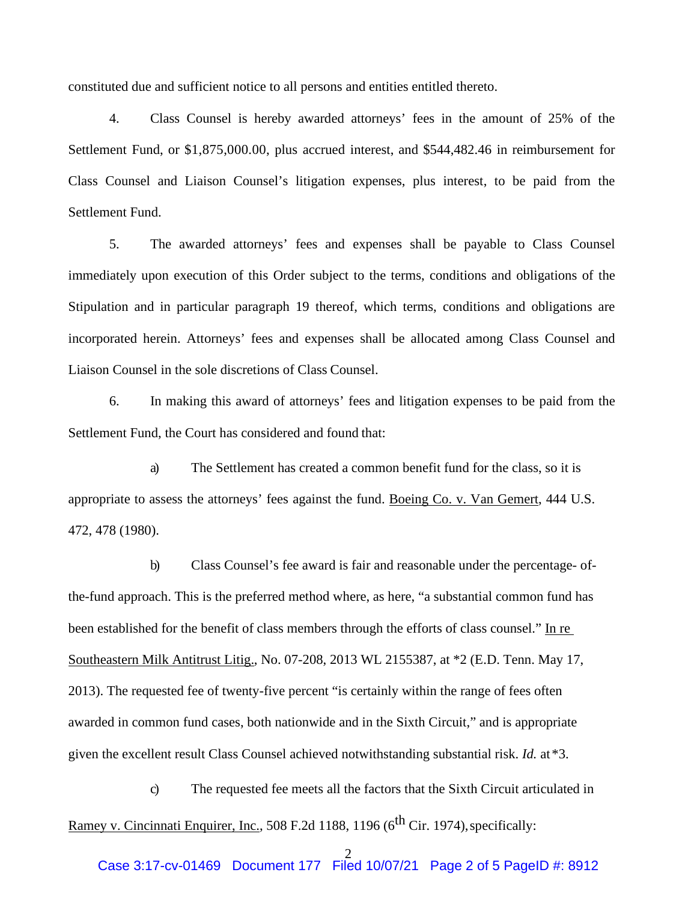constituted due and sufficient notice to all persons and entities entitled thereto.

4. Class Counsel is hereby awarded attorneys' fees in the amount of 25% of the Settlement Fund, or $1,875,000.00, plus accrued interest, and $544,482.46 in reimbursement for Class Counsel and Liaison Counsel's litigation expenses, plus interest, to be paid from the Settlement Fund.

5. The awarded attorneys' fees and expenses shall be payable to Class Counsel immediately upon execution of this Order subject to the terms, conditions and obligations of the Stipulation and in particular paragraph 19 thereof, which terms, conditions and obligations are incorporated herein. Attorneys' fees and expenses shall be allocated among Class Counsel and Liaison Counsel in the sole discretions of Class Counsel.

6. In making this award of attorneys' fees and litigation expenses to be paid from the Settlement Fund, the Court has considered and found that:

a) The Settlement has created a common benefit fund for the class, so it is appropriate to assess the attorneys' fees against the fund. Boeing Co. v. Van Gemert, 444 U.S. 472, 478 (1980).

b) Class Counsel's fee award is fair and reasonable under the percentage- of-the-fund approach. This is the preferred method where, as here, "a substantial common fund has been established for the benefit of class members through the efforts of class counsel." In re Southeastern Milk Antitrust Litig., No. 07-208, 2013 WL 2155387, at *2 (E.D. Tenn. May 17, 2013). The requested fee of twenty-five percent "is certainly within the range of fees often awarded in common fund cases, both nationwide and in the Sixth Circuit," and is appropriate given the excellent result Class Counsel achieved notwithstanding substantial risk. *Id.* at *3.

c) The requested fee meets all the factors that the Sixth Circuit articulated in Ramey v. Cincinnati Enquirer, Inc., 508 F.2d 1188, 1196 (6th Cir. 1974), specifically: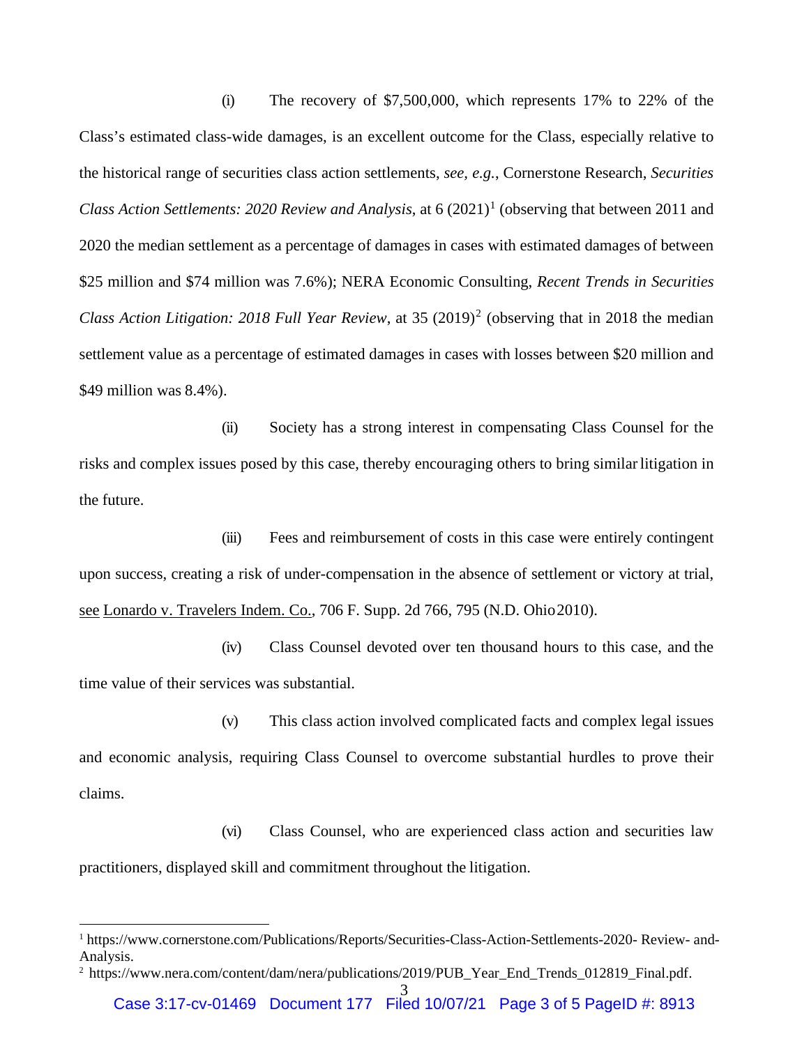(i) The recovery of $7,500,000, which represents 17% to 22% of the Class's estimated class-wide damages, is an excellent outcome for the Class, especially relative to the historical range of securities class action settlements, *see, e.g.*, Cornerstone Research, *Securities Class Action Settlements: 2020 Review and Analysis*, at 6 (2021)[1] (observing that between 2011 and 2020 the median settlement as a percentage of damages in cases with estimated damages of between $25 million and $74 million was 7.6%); NERA Economic Consulting, *Recent Trends in Securities Class Action Litigation: 2018 Full Year Review*, at 35 (2019)[2] (observing that in 2018 the median settlement value as a percentage of estimated damages in cases with losses between $20 million and $49 million was 8.4%).

(ii) Society has a strong interest in compensating Class Counsel for the risks and complex issues posed by this case, thereby encouraging others to bring similar litigation in the future.

(iii) Fees and reimbursement of costs in this case were entirely contingent upon success, creating a risk of under-compensation in the absence of settlement or victory at trial, see Lonardo v. Travelers Indem. Co., 706 F. Supp. 2d 766, 795 (N.D. Ohio 2010).

(iv) Class Counsel devoted over ten thousand hours to this case, and the time value of their services was substantial.

(v) This class action involved complicated facts and complex legal issues and economic analysis, requiring Class Counsel to overcome substantial hurdles to prove their claims.

(vi) Class Counsel, who are experienced class action and securities law practitioners, displayed skill and commitment throughout the litigation.

---

[1] https://www.cornerstone.com/Publications/Reports/Securities-Class-Action-Settlements-2020- Review- and-Analysis.

[2] https://www.nera.com/content/dam/nera/publications/2019/PUB_Year_End_Trends_012819_Final.pdf.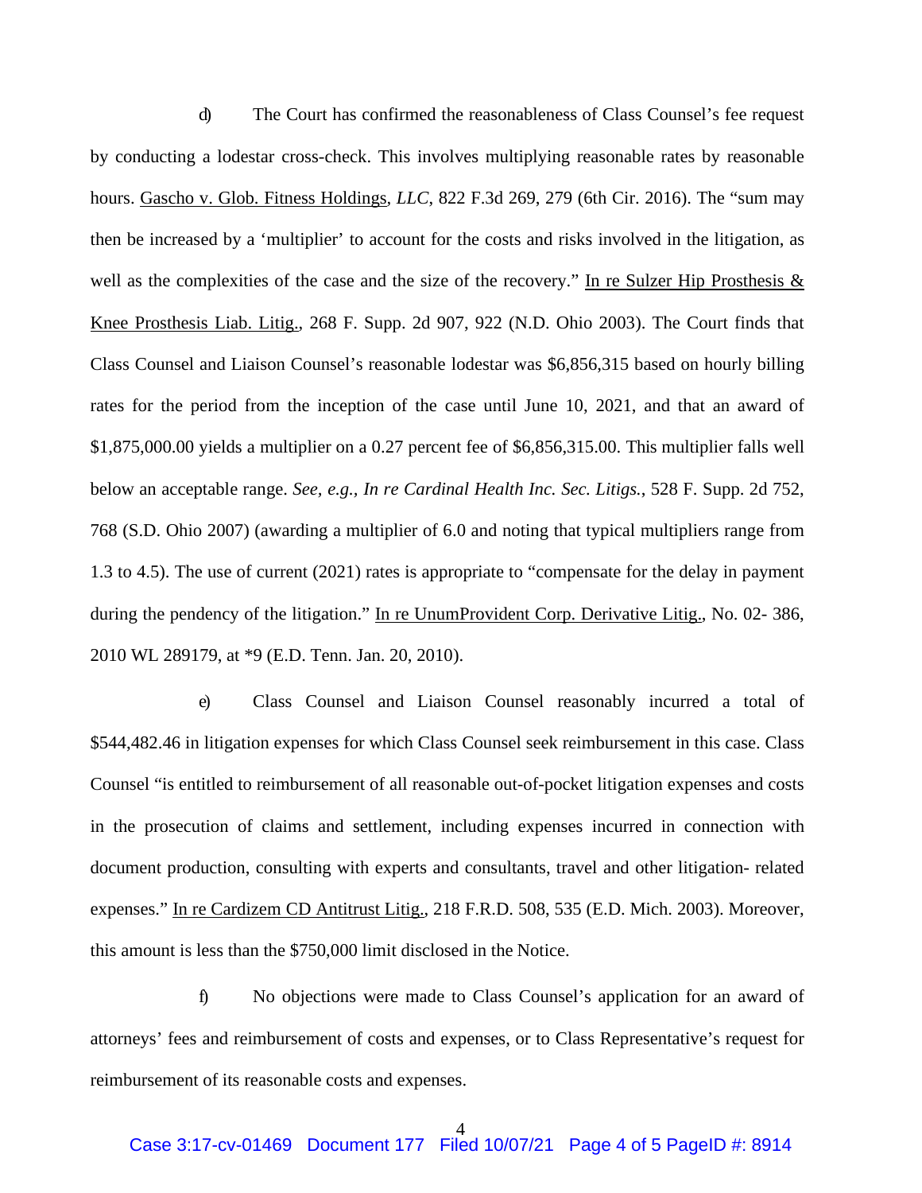d) The Court has confirmed the reasonableness of Class Counsel's fee request by conducting a lodestar cross-check. This involves multiplying reasonable rates by reasonable hours. Gascho v. Glob. Fitness Holdings, *LLC*, 822 F.3d 269, 279 (6th Cir. 2016). The "sum may then be increased by a 'multiplier' to account for the costs and risks involved in the litigation, as well as the complexities of the case and the size of the recovery." In re Sulzer Hip Prosthesis & Knee Prosthesis Liab. Litig., 268 F. Supp. 2d 907, 922 (N.D. Ohio 2003). The Court finds that Class Counsel and Liaison Counsel's reasonable lodestar was $6,856,315 based on hourly billing rates for the period from the inception of the case until June 10, 2021, and that an award of $1,875,000.00 yields a multiplier on a 0.27 percent fee of $6,856,315.00. This multiplier falls well below an acceptable range. *See, e.g., In re Cardinal Health Inc. Sec. Litigs.*, 528 F. Supp. 2d 752, 768 (S.D. Ohio 2007) (awarding a multiplier of 6.0 and noting that typical multipliers range from 1.3 to 4.5). The use of current (2021) rates is appropriate to "compensate for the delay in payment during the pendency of the litigation." In re UnumProvident Corp. Derivative Litig., No. 02- 386, 2010 WL 289179, at *9 (E.D. Tenn. Jan. 20, 2010).

e) Class Counsel and Liaison Counsel reasonably incurred a total of $544,482.46 in litigation expenses for which Class Counsel seek reimbursement in this case. Class Counsel "is entitled to reimbursement of all reasonable out-of-pocket litigation expenses and costs in the prosecution of claims and settlement, including expenses incurred in connection with document production, consulting with experts and consultants, travel and other litigation- related expenses." In re Cardizem CD Antitrust Litig., 218 F.R.D. 508, 535 (E.D. Mich. 2003). Moreover, this amount is less than the $750,000 limit disclosed in the Notice.

f) No objections were made to Class Counsel's application for an award of attorneys' fees and reimbursement of costs and expenses, or to Class Representative's request for reimbursement of its reasonable costs and expenses.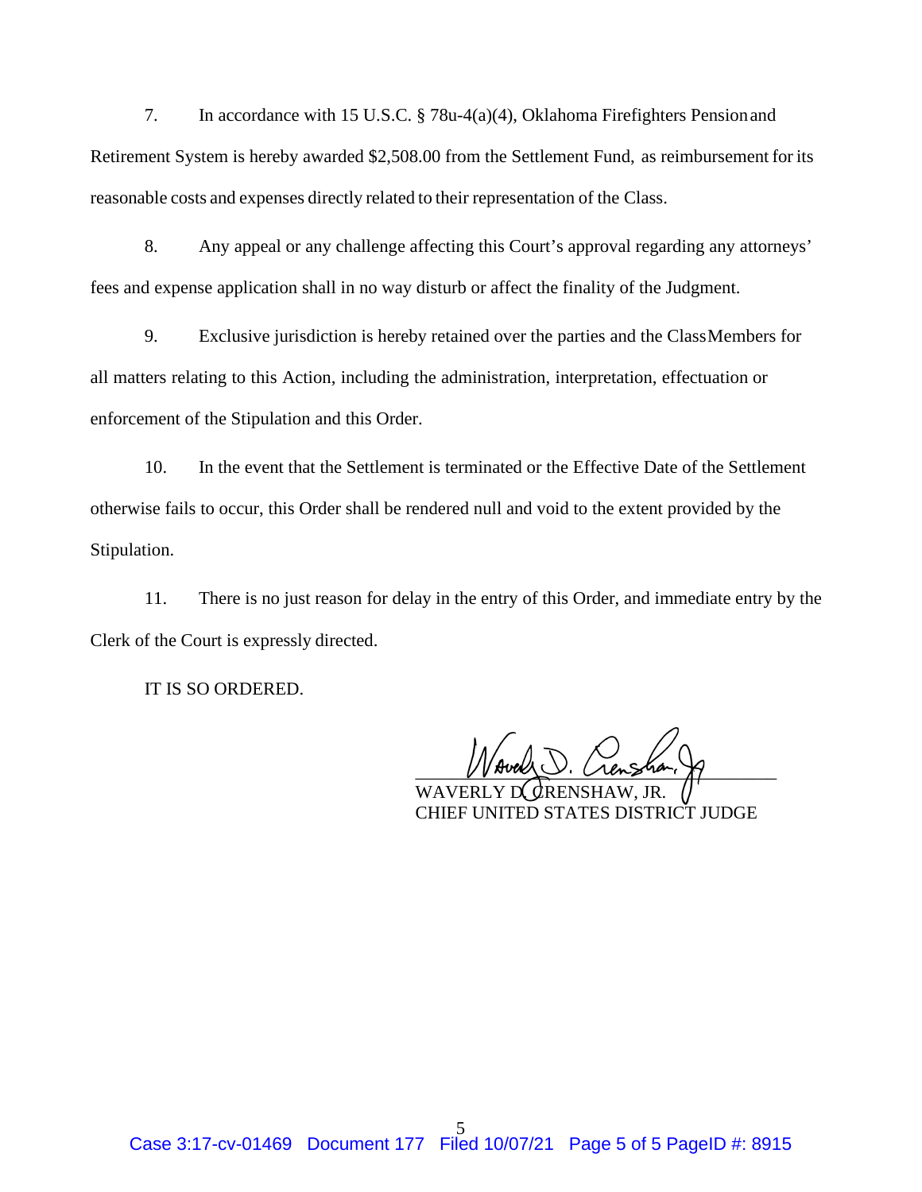7. In accordance with 15 U.S.C. § 78u-4(a)(4), Oklahoma Firefighters Pension and Retirement System is hereby awarded $2,508.00 from the Settlement Fund, as reimbursement for its reasonable costs and expenses directly related to their representation of the Class.

8. Any appeal or any challenge affecting this Court's approval regarding any attorneys' fees and expense application shall in no way disturb or affect the finality of the Judgment.

9. Exclusive jurisdiction is hereby retained over the parties and the Class Members for all matters relating to this Action, including the administration, interpretation, effectuation or enforcement of the Stipulation and this Order.

10. In the event that the Settlement is terminated or the Effective Date of the Settlement otherwise fails to occur, this Order shall be rendered null and void to the extent provided by the Stipulation.

11. There is no just reason for delay in the entry of this Order, and immediate entry by the Clerk of the Court is expressly directed.

IT IS SO ORDERED.

WAVERLY D. CRENSHAW, JR.
CHIEF UNITED STATES DISTRICT JUDGE